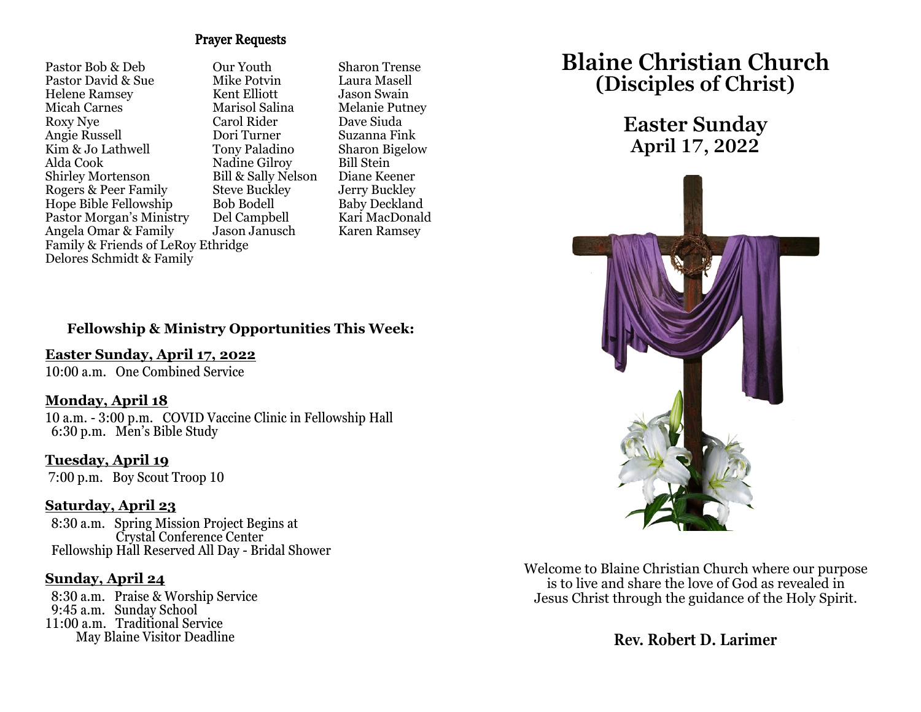## Prayer Requests

Pastor Bob & Deb
Pastor David & Sue
Helene Ramsey
Micah Carnes
Roxy Nye
Angie Russell
Kim & Jo Lathwell
Alda Cook
Shirley Mortenson
Rogers & Peer Family
Hope Bible Fellowship
Pastor Morgan's Ministry
Angela Omar & Family
Family & Friends of LeRoy Ethridge
Delores Schmidt & Family
Our Youth
Mike Potvin
Kent Elliott
Marisol Salina
Carol Rider
Dori Turner
Tony Paladino
Nadine Gilroy
Bill & Sally Nelson
Steve Buckley
Bob Bodell
Del Campbell
Jason Janusch
Sharon Trense
Laura Masell
Jason Swain
Melanie Putney
Dave Siuda
Suzanna Fink
Sharon Bigelow
Bill Stein
Diane Keener
Jerry Buckley
Baby Deckland
Kari MacDonald
Karen Ramsey

### Fellowship & Ministry Opportunities This Week:

**Easter Sunday, April 17, 2022**
10:00 a.m. One Combined Service

**Monday, April 18**
10 a.m. - 3:00 p.m. COVID Vaccine Clinic in Fellowship Hall
6:30 p.m. Men's Bible Study

**Tuesday, April 19**
7:00 p.m. Boy Scout Troop 10

**Saturday, April 23**
8:30 a.m. Spring Mission Project Begins at Crystal Conference Center
Fellowship Hall Reserved All Day - Bridal Shower

**Sunday, April 24**
8:30 a.m. Praise & Worship Service
9:45 a.m. Sunday School
11:00 a.m. Traditional Service
May Blaine Visitor Deadline

# Blaine Christian Church (Disciples of Christ)

## Easter Sunday April 17, 2022

Welcome to Blaine Christian Church where our purpose is to live and share the love of God as revealed in Jesus Christ through the guidance of the Holy Spirit.

**Rev. Robert D. Larimer**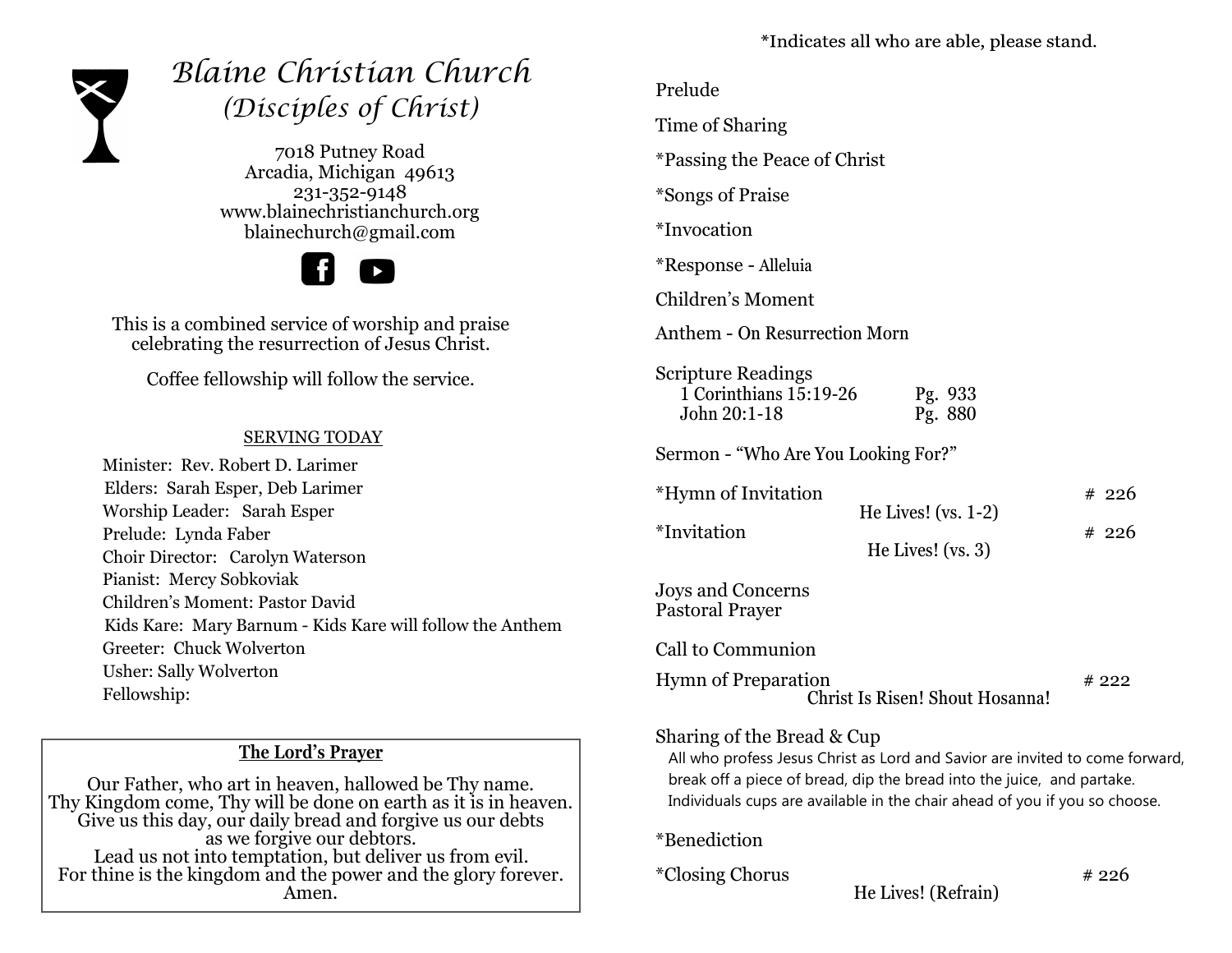# *Blaine Christian Church*
## *(Disciples of Christ)*

7018 Putney Road
Arcadia, Michigan 49613
231-352-9148
www.blainechristianchurch.org
blainechurch@gmail.com

This is a combined service of worship and praise celebrating the resurrection of Jesus Christ.

Coffee fellowship will follow the service.

### SERVING TODAY

Minister: Rev. Robert D. Larimer
Elders: Sarah Esper, Deb Larimer
Worship Leader: Sarah Esper
Prelude: Lynda Faber
Choir Director: Carolyn Waterson
Pianist: Mercy Sobkoviak
Children's Moment: Pastor David
Kids Kare: Mary Barnum - Kids Kare will follow the Anthem
Greeter: Chuck Wolverton
Usher: Sally Wolverton
Fellowship:

### The Lord's Prayer

Our Father, who art in heaven, hallowed be Thy name.
Thy Kingdom come, Thy will be done on earth as it is in heaven.
Give us this day, our daily bread and forgive us our debts
as we forgive our debtors.
Lead us not into temptation, but deliver us from evil.
For thine is the kingdom and the power and the glory forever.
Amen.

*Indicates all who are able, please stand.

Prelude

Time of Sharing

*Passing the Peace of Christ

*Songs of Praise

*Invocation

*Response - Alleluia

Children's Moment

Anthem - On Resurrection Morn

Scripture Readings
- 1 Corinthians 15:19-26 — Pg. 933
- John 20:1-18 — Pg. 880

Sermon - "Who Are You Looking For?"

*Hymn of Invitation — # 226
He Lives! (vs. 1-2)

*Invitation — # 226
He Lives! (vs. 3)

Joys and Concerns
Pastoral Prayer

Call to Communion

Hymn of Preparation — # 222
Christ Is Risen! Shout Hosanna!

Sharing of the Bread & Cup
All who profess Jesus Christ as Lord and Savior are invited to come forward, break off a piece of bread, dip the bread into the juice, and partake. Individuals cups are available in the chair ahead of you if you so choose.

*Benediction

*Closing Chorus — # 226
He Lives! (Refrain)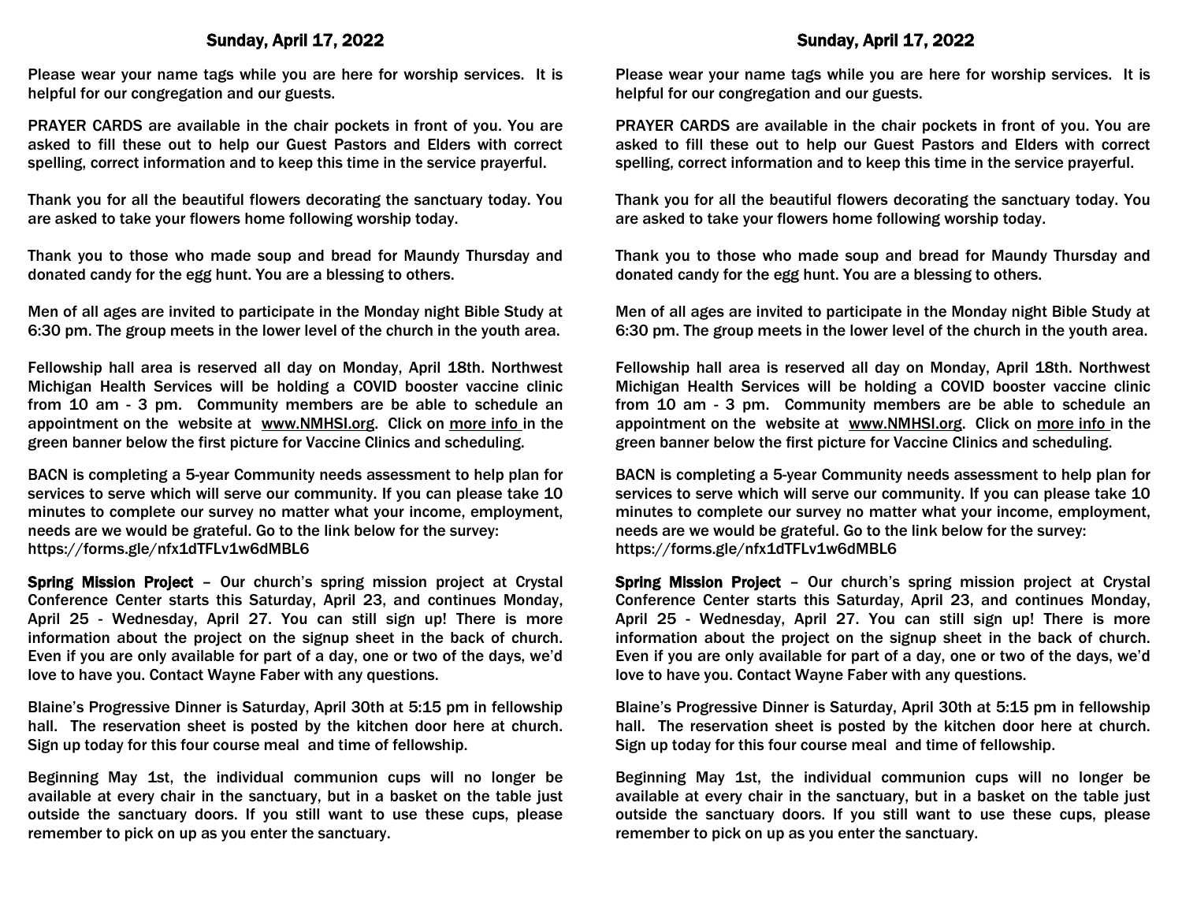## Sunday, April 17, 2022

Please wear your name tags while you are here for worship services. It is helpful for our congregation and our guests.

PRAYER CARDS are available in the chair pockets in front of you. You are asked to fill these out to help our Guest Pastors and Elders with correct spelling, correct information and to keep this time in the service prayerful.

Thank you for all the beautiful flowers decorating the sanctuary today. You are asked to take your flowers home following worship today.

Thank you to those who made soup and bread for Maundy Thursday and donated candy for the egg hunt. You are a blessing to others.

Men of all ages are invited to participate in the Monday night Bible Study at 6:30 pm. The group meets in the lower level of the church in the youth area.

Fellowship hall area is reserved all day on Monday, April 18th. Northwest Michigan Health Services will be holding a COVID booster vaccine clinic from 10 am - 3 pm. Community members are be able to schedule an appointment on the website at www.NMHSI.org. Click on more info in the green banner below the first picture for Vaccine Clinics and scheduling.

BACN is completing a 5-year Community needs assessment to help plan for services to serve which will serve our community. If you can please take 10 minutes to complete our survey no matter what your income, employment, needs are we would be grateful. Go to the link below for the survey:
https://forms.gle/nfx1dTFLv1w6dMBL6

**Spring Mission Project** – Our church's spring mission project at Crystal Conference Center starts this Saturday, April 23, and continues Monday, April 25 - Wednesday, April 27. You can still sign up! There is more information about the project on the signup sheet in the back of church. Even if you are only available for part of a day, one or two of the days, we'd love to have you. Contact Wayne Faber with any questions.

Blaine's Progressive Dinner is Saturday, April 30th at 5:15 pm in fellowship hall. The reservation sheet is posted by the kitchen door here at church. Sign up today for this four course meal and time of fellowship.

Beginning May 1st, the individual communion cups will no longer be available at every chair in the sanctuary, but in a basket on the table just outside the sanctuary doors. If you still want to use these cups, please remember to pick on up as you enter the sanctuary.

## Sunday, April 17, 2022

Please wear your name tags while you are here for worship services. It is helpful for our congregation and our guests.

PRAYER CARDS are available in the chair pockets in front of you. You are asked to fill these out to help our Guest Pastors and Elders with correct spelling, correct information and to keep this time in the service prayerful.

Thank you for all the beautiful flowers decorating the sanctuary today. You are asked to take your flowers home following worship today.

Thank you to those who made soup and bread for Maundy Thursday and donated candy for the egg hunt. You are a blessing to others.

Men of all ages are invited to participate in the Monday night Bible Study at 6:30 pm. The group meets in the lower level of the church in the youth area.

Fellowship hall area is reserved all day on Monday, April 18th. Northwest Michigan Health Services will be holding a COVID booster vaccine clinic from 10 am - 3 pm. Community members are be able to schedule an appointment on the website at www.NMHSI.org. Click on more info in the green banner below the first picture for Vaccine Clinics and scheduling.

BACN is completing a 5-year Community needs assessment to help plan for services to serve which will serve our community. If you can please take 10 minutes to complete our survey no matter what your income, employment, needs are we would be grateful. Go to the link below for the survey:
https://forms.gle/nfx1dTFLv1w6dMBL6

**Spring Mission Project** – Our church's spring mission project at Crystal Conference Center starts this Saturday, April 23, and continues Monday, April 25 - Wednesday, April 27. You can still sign up! There is more information about the project on the signup sheet in the back of church. Even if you are only available for part of a day, one or two of the days, we'd love to have you. Contact Wayne Faber with any questions.

Blaine's Progressive Dinner is Saturday, April 30th at 5:15 pm in fellowship hall. The reservation sheet is posted by the kitchen door here at church. Sign up today for this four course meal and time of fellowship.

Beginning May 1st, the individual communion cups will no longer be available at every chair in the sanctuary, but in a basket on the table just outside the sanctuary doors. If you still want to use these cups, please remember to pick on up as you enter the sanctuary.